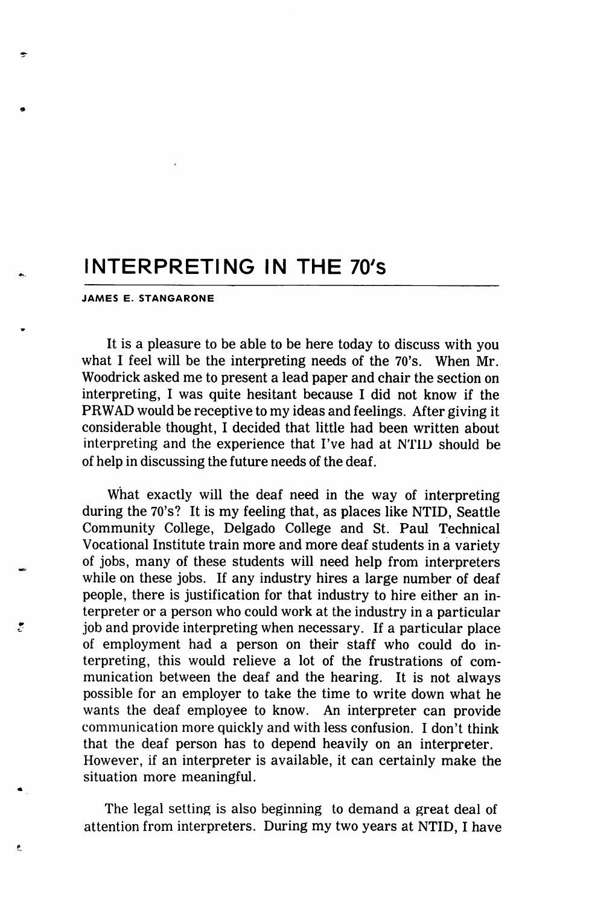# INTERPRETING IN THE 70's

**JAMES E. STANGARONE**

It is a pleasure to be able to be here today to discuss with you what I feel will be the interpreting needs of the 70's. When Mr. Woodrick asked me to present a lead paper and chair the section on interpreting, I was quite hesitant because I did not know if the PRWAD would be receptive to my ideas and feelings. After giving it considerable thought, I decided that little had been written about interpreting and the experience that I've had at NTID should be of help in discussing the future needs of the deaf.

What exactly will the deaf need in the way of interpreting during the 70's? It is my feeling that, as places like NTID, Seattle Community College, Delgado College and St. Paul Technical Vocational Institute train more and more deaf students in a variety of jobs, many of these students will need help from interpreters while on these jobs. If any industry hires a large number of deaf people, there is justification for that industry to hire either an interpreter or a person who could work at the industry in a particular job and provide interpreting when necessary. If a particular place of employment had a person on their staff who could do interpreting, this would relieve a lot of the frustrations of communication between the deaf and the hearing. It is not always possible for an employer to take the time to write down what he wants the deaf employee to know. An interpreter can provide communication more quickly and with less confusion. I don't think that the deaf person has to depend heavily on an interpreter. However, if an interpreter is available, it can certainly make the situation more meaningful.

The legal setting is also beginning to demand a great deal of attention from interpreters. During my two years at NTID, I have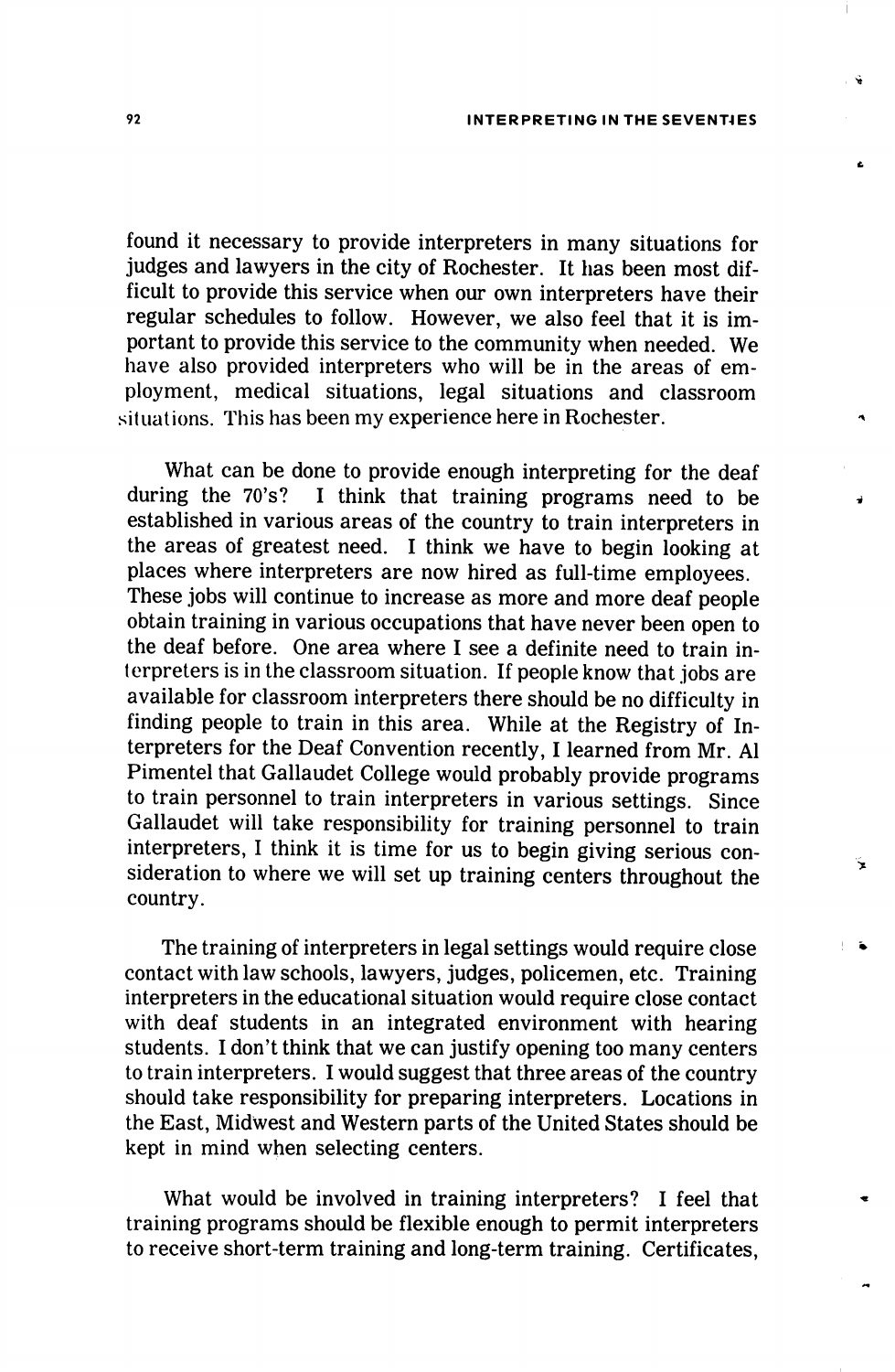found it necessary to provide interpreters in many situations for judges and lawyers in the city of Rochester. It has been most difficult to provide this service when our own interpreters have their regular schedules to follow. However, we also feel that it is important to provide this service to the community when needed. We have also provided interpreters who will be in the areas of employment, medical situations, legal situations and classroom situations. This has been my experience here in Rochester.

What can be done to provide enough interpreting for the deaf during the 70's? I think that training programs need to be established in various areas of the country to train interpreters in the areas of greatest need. I think we have to begin looking at places where interpreters are now hired as full-time employees. These jobs will continue to increase as more and more deaf people obtain training in various occupations that have never been open to the deaf before. One area where I see a definite need to train interpreters is in the classroom situation. If people know that jobs are available for classroom interpreters there should be no difficulty in finding people to train in this area. While at the Registry of Interpreters for the Deaf Convention recently, I learned from Mr. Al Pimentel that Gallaudet College would probably provide programs to train personnel to train interpreters in various settings. Since Gallaudet will take responsibility for training personnel to train interpreters, I think it is time for us to begin giving serious consideration to where we will set up training centers throughout the country.

The training of interpreters in legal settings would require close contact with law schools, lawyers, judges, policemen, etc. Training interpreters in the educational situation would require close contact with deaf students in an integrated environment with hearing students. I don't think that we can justify opening too many centers to train interpreters. I would suggest that three areas of the country should take responsibility for preparing interpreters. Locations in the East, Midwest and Western parts of the United States should be kept in mind when selecting centers.

What would be involved in training interpreters? I feel that training programs should be flexible enough to permit interpreters to receive short-term training and long-term training. Certificates,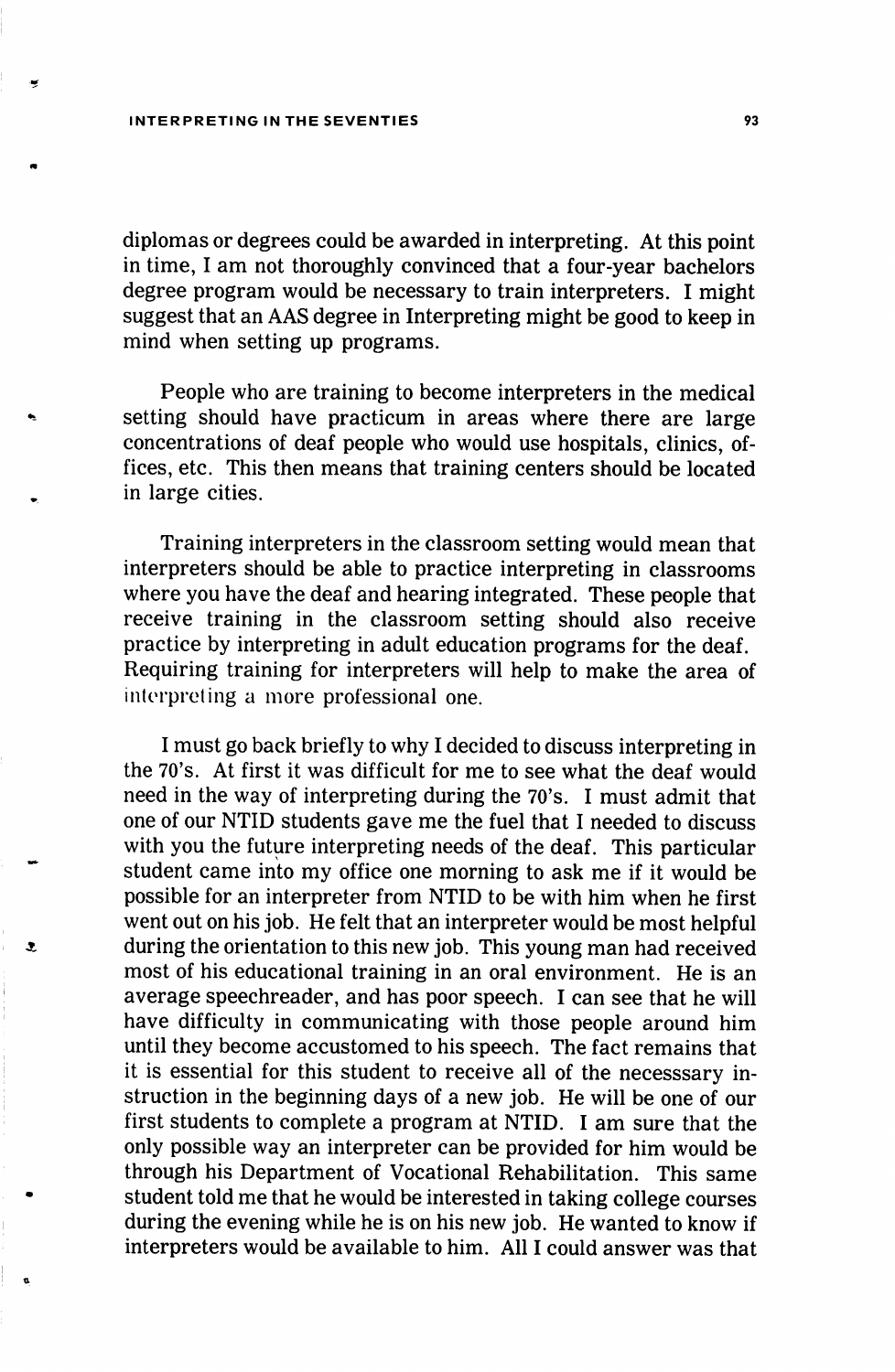diplomas or degrees could be awarded in interpreting. At this point in time, I am not thoroughly convinced that a four-year bachelors degree program would be necessary to train interpreters. I might suggest that an AAS degree in Interpreting might be good to keep in mind when setting up programs.

People who are training to become interpreters in the medical setting should have practicum in areas where there are large concentrations of deaf people who would use hospitals, clinics, offices, etc. This then means that training centers should be located in large cities.

Training interpreters in the classroom setting would mean that interpreters should be able to practice interpreting in classrooms where you have the deaf and hearing integrated. These people that receive training in the classroom setting should also receive practice by interpreting in adult education programs for the deaf. Requiring training for interpreters will help to make the area of interpreting a more professional one.

I must go back briefly to why I decided to discuss interpreting in the 70's. At first it was difficult for me to see what the deaf would need in the way of interpreting during the 70's. I must admit that one of our NTID students gave me the fuel that I needed to discuss with you the future interpreting needs of the deaf. This particular student came into my office one morning to ask me if it would be possible for an interpreter from NTID to be with him when he first went out on his job. He felt that an interpreter would be most helpful during the orientation to this new job. This young man had received most of his educational training in an oral environment. He is an average speechreader, and has poor speech. I can see that he will have difficulty in communicating with those people around him until they become accustomed to his speech. The fact remains that it is essential for this student to receive all of the necesssary instruction in the beginning days of a new job. He will be one of our first students to complete a program at NTID. I am sure that the only possible way an interpreter can be provided for him would be through his Department of Vocational Rehabilitation. This same student told me that he would be interested in taking college courses during the evening while he is on his new job. He wanted to know if interpreters would be available to him. All I could answer was that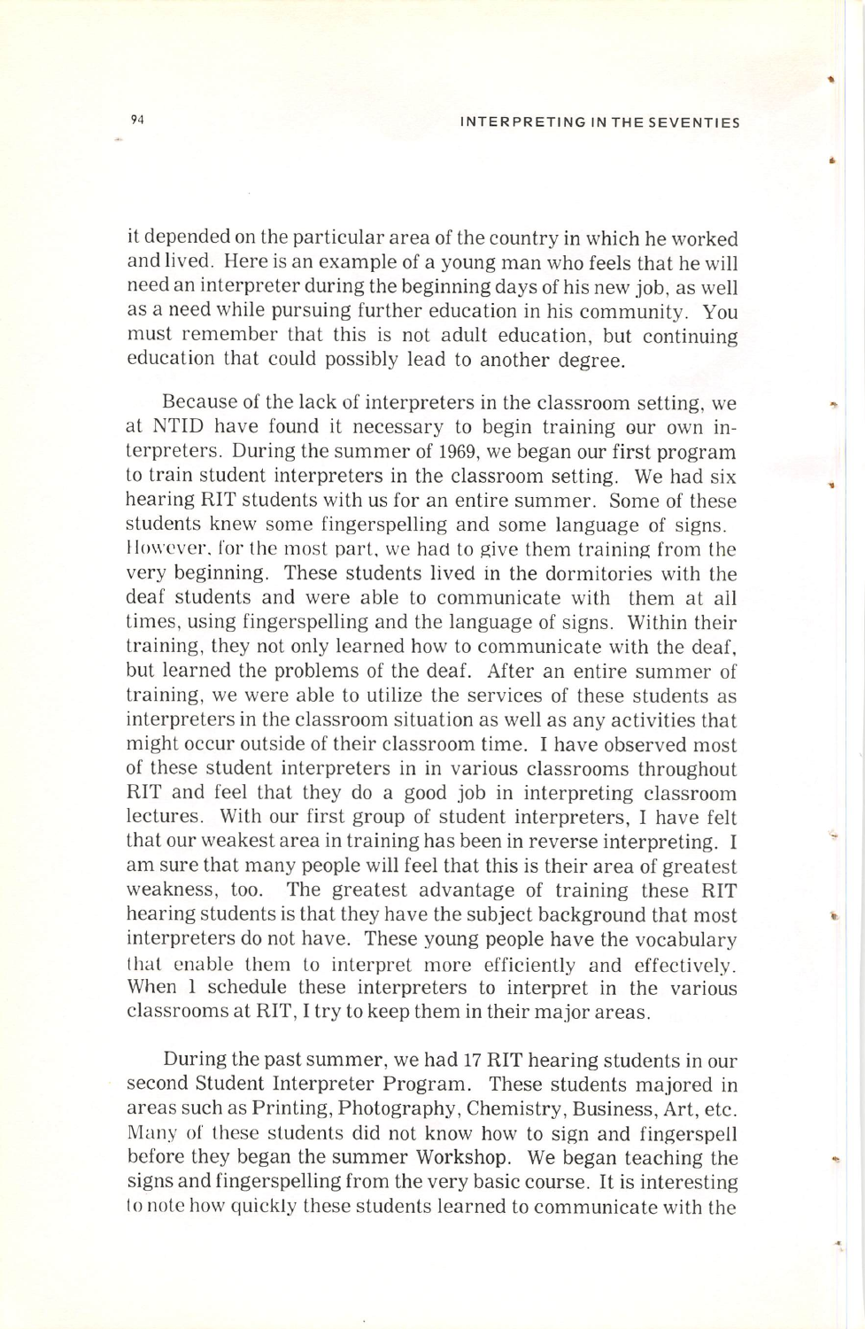it depended on the particular area of the country in which he worked and lived. Here is an example of a young man who feels that he will need an interpreter during the beginning days of his new job, as well as a need while pursuing further education in his community. You must remember that this is not adult education, but continuing education that could possibly lead to another degree.

Because of the lack of interpreters in the classroom setting, we at NTID have found it necessary to begin training our own interpreters. During the summer of 1969, we began our first program to train student interpreters in the classroom setting. We had six hearing RIT students with us for an entire summer. Some of these students knew some fingerspelling and some language of signs. However, for the most part, we had to give them training from the very beginning. These students lived in the dormitories with the deaf students and were able to communicate with them at all times, using fingerspelling and the language of signs. Within their training, they not only learned how to communicate with the deaf, but learned the problems of the deaf. After an entire summer of training, we were able to utilize the services of these students as interpreters in the classroom situation as well as any activities that might occur outside of their classroom time. I have observed most of these student interpreters in in various classrooms throughout RIT and feel that they do a good job in interpreting classroom lectures. With our first group of student interpreters, I have felt that our weakest area in training has been in reverse interpreting. I am sure that many people will feel that this is their area of greatest weakness, too. The greatest advantage of training these RIT hearing students is that they have the subject background that most interpreters do not have. These young people have the vocabulary that enable them to interpret more efficiently and effectively. When I schedule these interpreters to interpret in the various classrooms at RIT, I try to keep them in their major areas.

During the past summer, we had 17 RIT hearing students in our second Student Interpreter Program. These students majored in areas such as Printing, Photography, Chemistry, Business, Art, etc. Many of these students did not know how to sign and fingerspell before they began the summer Workshop. We began teaching the signs and fingerspelling from the very basic course. It is interesting to note how quickly these students learned to communicate with the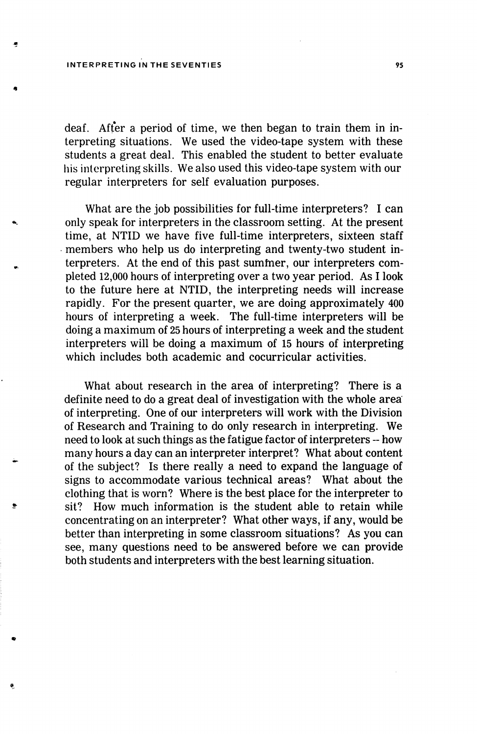deaf. After a period of time, we then began to train them in interpreting situations. We used the video-tape system with these students a great deal. This enabled the student to better evaluate his interpreting skills. We also used this video-tape system with our regular interpreters for self evaluation purposes.

What are the job possibilities for full-time interpreters? I can only speak for interpreters in the classroom setting. At the present time, at NTID we have five full-time interpreters, sixteen staff members who help us do interpreting and twenty-two student interpreters. At the end of this past summer, our interpreters completed 12,000 hours of interpreting over a two year period. As I look to the future here at NTID, the interpreting needs will increase rapidly. For the present quarter, we are doing approximately 400 hours of interpreting a week. The full-time interpreters will be doing a maximum of 25 hours of interpreting a week and the student interpreters will be doing a maximum of 15 hours of interpreting which includes both academic and cocurricular activities.

What about research in the area of interpreting? There is a definite need to do a great deal of investigation with the whole area of interpreting. One of our interpreters will work with the Division of Research and Training to do only research in interpreting. We need to look at such things as the fatigue factor of interpreters -- how many hours a day can an interpreter interpret? What about content of the subject? Is there really a need to expand the language of signs to accommodate various technical areas? What about the clothing that is worn? Where is the best place for the interpreter to sit? How much information is the student able to retain while concentrating on an interpreter? What other ways, if any, would be better than interpreting in some classroom situations? As you can see, many questions need to be answered before we can provide both students and interpreters with the best learning situation.